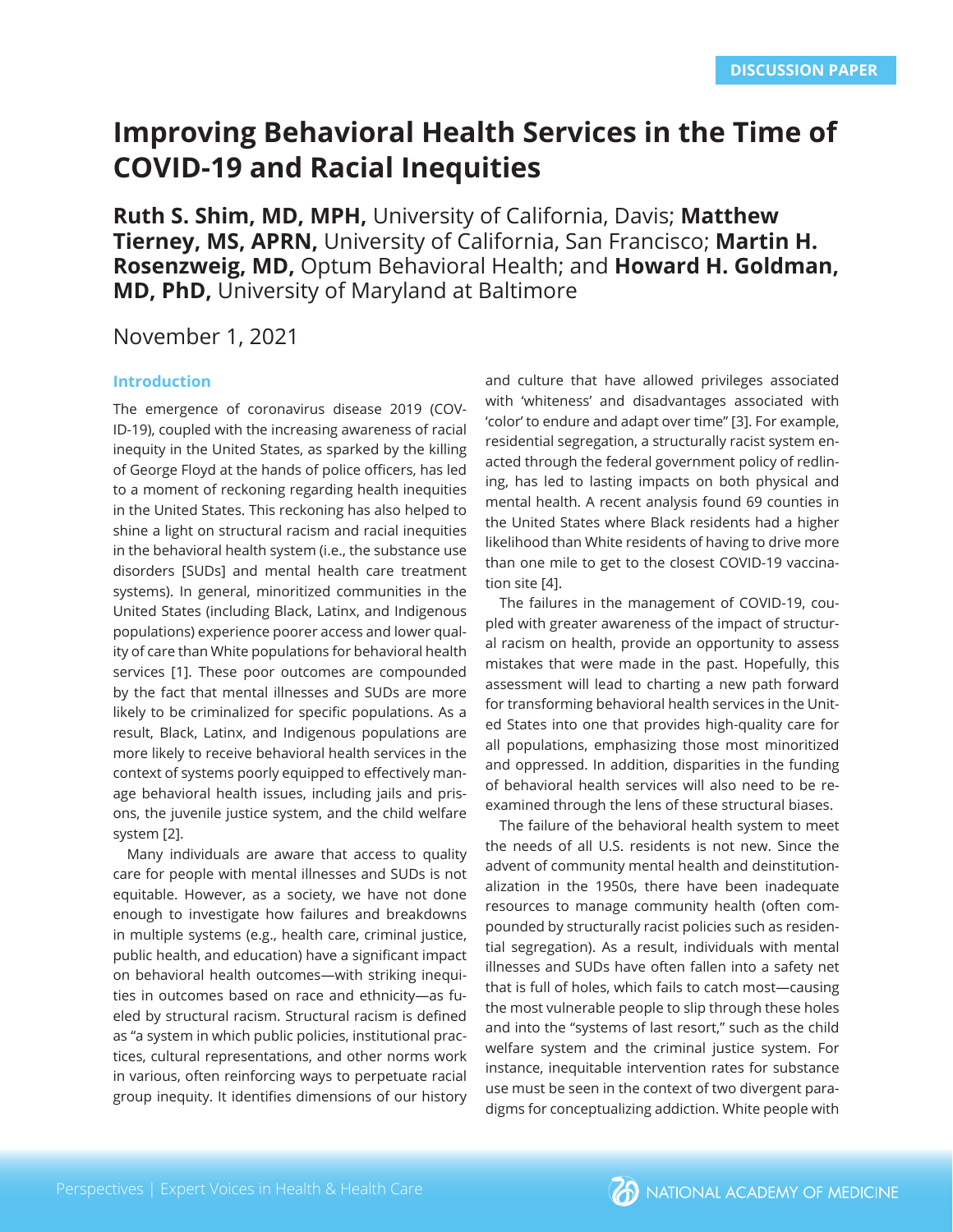DISCUSSION PAPER

# Improving Behavioral Health Services in the Time of COVID-19 and Racial Inequities

**Ruth S. Shim, MD, MPH,** University of California, Davis; **Matthew Tierney, MS, APRN,** University of California, San Francisco; **Martin H. Rosenzweig, MD,** Optum Behavioral Health; and **Howard H. Goldman, MD, PhD,** University of Maryland at Baltimore

November 1, 2021

## Introduction

The emergence of coronavirus disease 2019 (COVID-19), coupled with the increasing awareness of racial inequity in the United States, as sparked by the killing of George Floyd at the hands of police officers, has led to a moment of reckoning regarding health inequities in the United States. This reckoning has also helped to shine a light on structural racism and racial inequities in the behavioral health system (i.e., the substance use disorders [SUDs] and mental health care treatment systems). In general, minoritized communities in the United States (including Black, Latinx, and Indigenous populations) experience poorer access and lower quality of care than White populations for behavioral health services [1]. These poor outcomes are compounded by the fact that mental illnesses and SUDs are more likely to be criminalized for specific populations. As a result, Black, Latinx, and Indigenous populations are more likely to receive behavioral health services in the context of systems poorly equipped to effectively manage behavioral health issues, including jails and prisons, the juvenile justice system, and the child welfare system [2].

Many individuals are aware that access to quality care for people with mental illnesses and SUDs is not equitable. However, as a society, we have not done enough to investigate how failures and breakdowns in multiple systems (e.g., health care, criminal justice, public health, and education) have a significant impact on behavioral health outcomes—with striking inequities in outcomes based on race and ethnicity—as fueled by structural racism. Structural racism is defined as "a system in which public policies, institutional practices, cultural representations, and other norms work in various, often reinforcing ways to perpetuate racial group inequity. It identifies dimensions of our history and culture that have allowed privileges associated with 'whiteness' and disadvantages associated with 'color' to endure and adapt over time" [3]. For example, residential segregation, a structurally racist system enacted through the federal government policy of redlining, has led to lasting impacts on both physical and mental health. A recent analysis found 69 counties in the United States where Black residents had a higher likelihood than White residents of having to drive more than one mile to get to the closest COVID-19 vaccination site [4].

The failures in the management of COVID-19, coupled with greater awareness of the impact of structural racism on health, provide an opportunity to assess mistakes that were made in the past. Hopefully, this assessment will lead to charting a new path forward for transforming behavioral health services in the United States into one that provides high-quality care for all populations, emphasizing those most minoritized and oppressed. In addition, disparities in the funding of behavioral health services will also need to be reexamined through the lens of these structural biases.

The failure of the behavioral health system to meet the needs of all U.S. residents is not new. Since the advent of community mental health and deinstitutionalization in the 1950s, there have been inadequate resources to manage community health (often compounded by structurally racist policies such as residential segregation). As a result, individuals with mental illnesses and SUDs have often fallen into a safety net that is full of holes, which fails to catch most—causing the most vulnerable people to slip through these holes and into the "systems of last resort," such as the child welfare system and the criminal justice system. For instance, inequitable intervention rates for substance use must be seen in the context of two divergent paradigms for conceptualizing addiction. White people with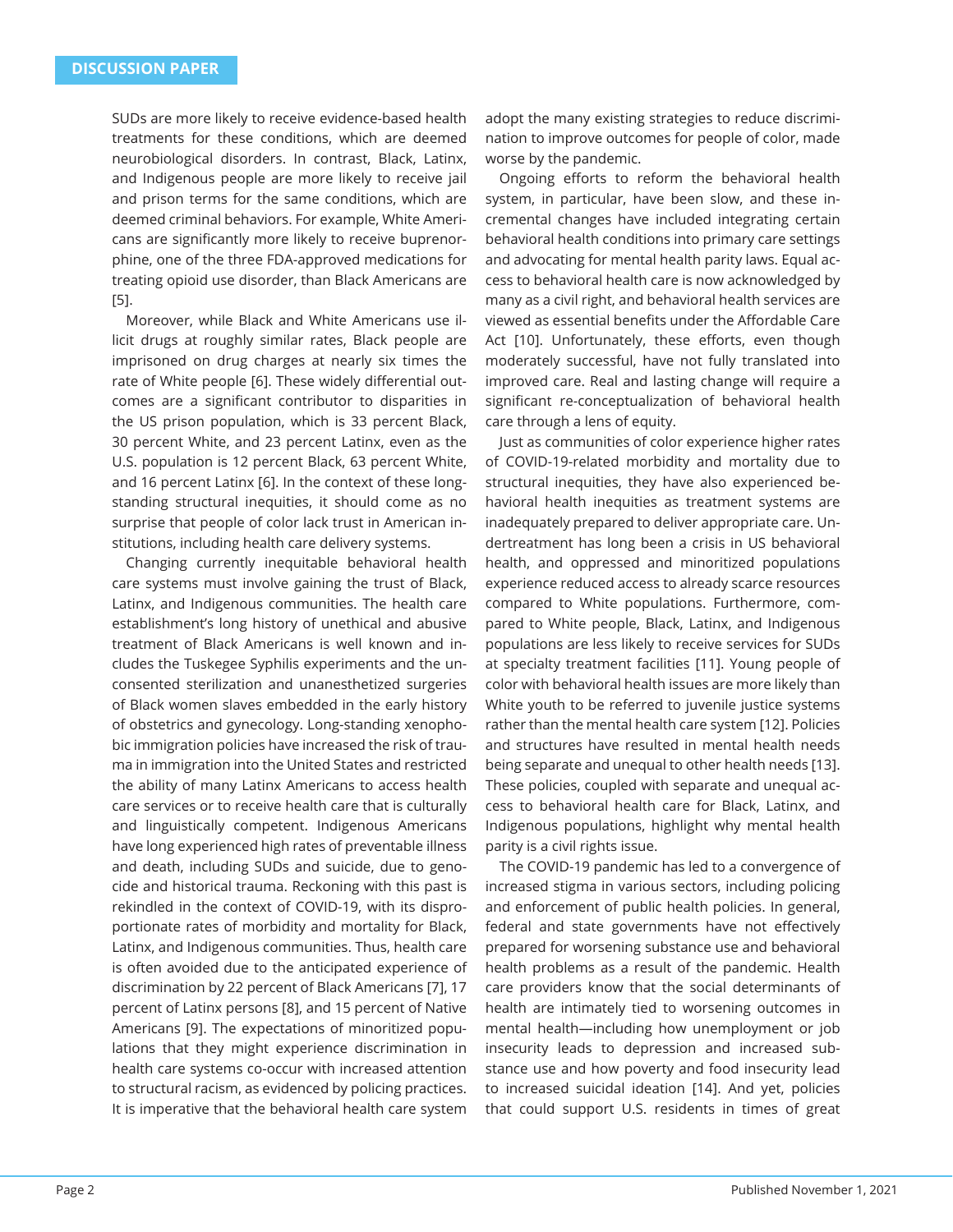SUDs are more likely to receive evidence-based health treatments for these conditions, which are deemed neurobiological disorders. In contrast, Black, Latinx, and Indigenous people are more likely to receive jail and prison terms for the same conditions, which are deemed criminal behaviors. For example, White Americans are significantly more likely to receive buprenorphine, one of the three FDA-approved medications for treating opioid use disorder, than Black Americans are [5].

Moreover, while Black and White Americans use illicit drugs at roughly similar rates, Black people are imprisoned on drug charges at nearly six times the rate of White people [6]. These widely differential outcomes are a significant contributor to disparities in the US prison population, which is 33 percent Black, 30 percent White, and 23 percent Latinx, even as the U.S. population is 12 percent Black, 63 percent White, and 16 percent Latinx [6]. In the context of these long-standing structural inequities, it should come as no surprise that people of color lack trust in American institutions, including health care delivery systems.

Changing currently inequitable behavioral health care systems must involve gaining the trust of Black, Latinx, and Indigenous communities. The health care establishment's long history of unethical and abusive treatment of Black Americans is well known and includes the Tuskegee Syphilis experiments and the unconsented sterilization and unanesthetized surgeries of Black women slaves embedded in the early history of obstetrics and gynecology. Long-standing xenophobic immigration policies have increased the risk of trauma in immigration into the United States and restricted the ability of many Latinx Americans to access health care services or to receive health care that is culturally and linguistically competent. Indigenous Americans have long experienced high rates of preventable illness and death, including SUDs and suicide, due to genocide and historical trauma. Reckoning with this past is rekindled in the context of COVID-19, with its disproportionate rates of morbidity and mortality for Black, Latinx, and Indigenous communities. Thus, health care is often avoided due to the anticipated experience of discrimination by 22 percent of Black Americans [7], 17 percent of Latinx persons [8], and 15 percent of Native Americans [9]. The expectations of minoritized populations that they might experience discrimination in health care systems co-occur with increased attention to structural racism, as evidenced by policing practices. It is imperative that the behavioral health care system adopt the many existing strategies to reduce discrimination to improve outcomes for people of color, made worse by the pandemic.

Ongoing efforts to reform the behavioral health system, in particular, have been slow, and these incremental changes have included integrating certain behavioral health conditions into primary care settings and advocating for mental health parity laws. Equal access to behavioral health care is now acknowledged by many as a civil right, and behavioral health services are viewed as essential benefits under the Affordable Care Act [10]. Unfortunately, these efforts, even though moderately successful, have not fully translated into improved care. Real and lasting change will require a significant re-conceptualization of behavioral health care through a lens of equity.

Just as communities of color experience higher rates of COVID-19-related morbidity and mortality due to structural inequities, they have also experienced behavioral health inequities as treatment systems are inadequately prepared to deliver appropriate care. Undertreatment has long been a crisis in US behavioral health, and oppressed and minoritized populations experience reduced access to already scarce resources compared to White populations. Furthermore, compared to White people, Black, Latinx, and Indigenous populations are less likely to receive services for SUDs at specialty treatment facilities [11]. Young people of color with behavioral health issues are more likely than White youth to be referred to juvenile justice systems rather than the mental health care system [12]. Policies and structures have resulted in mental health needs being separate and unequal to other health needs [13]. These policies, coupled with separate and unequal access to behavioral health care for Black, Latinx, and Indigenous populations, highlight why mental health parity is a civil rights issue.

The COVID-19 pandemic has led to a convergence of increased stigma in various sectors, including policing and enforcement of public health policies. In general, federal and state governments have not effectively prepared for worsening substance use and behavioral health problems as a result of the pandemic. Health care providers know that the social determinants of health are intimately tied to worsening outcomes in mental health—including how unemployment or job insecurity leads to depression and increased substance use and how poverty and food insecurity lead to increased suicidal ideation [14]. And yet, policies that could support U.S. residents in times of great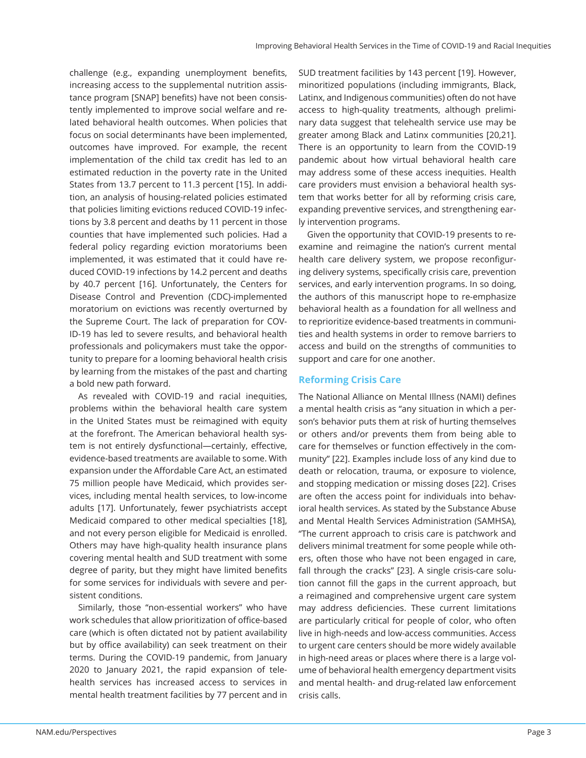challenge (e.g., expanding unemployment benefits, increasing access to the supplemental nutrition assistance program [SNAP] benefits) have not been consistently implemented to improve social welfare and related behavioral health outcomes. When policies that focus on social determinants have been implemented, outcomes have improved. For example, the recent implementation of the child tax credit has led to an estimated reduction in the poverty rate in the United States from 13.7 percent to 11.3 percent [15]. In addition, an analysis of housing-related policies estimated that policies limiting evictions reduced COVID-19 infections by 3.8 percent and deaths by 11 percent in those counties that have implemented such policies. Had a federal policy regarding eviction moratoriums been implemented, it was estimated that it could have reduced COVID-19 infections by 14.2 percent and deaths by 40.7 percent [16]. Unfortunately, the Centers for Disease Control and Prevention (CDC)-implemented moratorium on evictions was recently overturned by the Supreme Court. The lack of preparation for COVID-19 has led to severe results, and behavioral health professionals and policymakers must take the opportunity to prepare for a looming behavioral health crisis by learning from the mistakes of the past and charting a bold new path forward.

As revealed with COVID-19 and racial inequities, problems within the behavioral health care system in the United States must be reimagined with equity at the forefront. The American behavioral health system is not entirely dysfunctional—certainly, effective, evidence-based treatments are available to some. With expansion under the Affordable Care Act, an estimated 75 million people have Medicaid, which provides services, including mental health services, to low-income adults [17]. Unfortunately, fewer psychiatrists accept Medicaid compared to other medical specialties [18], and not every person eligible for Medicaid is enrolled. Others may have high-quality health insurance plans covering mental health and SUD treatment with some degree of parity, but they might have limited benefits for some services for individuals with severe and persistent conditions.

Similarly, those "non-essential workers" who have work schedules that allow prioritization of office-based care (which is often dictated not by patient availability but by office availability) can seek treatment on their terms. During the COVID-19 pandemic, from January 2020 to January 2021, the rapid expansion of telehealth services has increased access to services in mental health treatment facilities by 77 percent and in SUD treatment facilities by 143 percent [19]. However, minoritized populations (including immigrants, Black, Latinx, and Indigenous communities) often do not have access to high-quality treatments, although preliminary data suggest that telehealth service use may be greater among Black and Latinx communities [20,21]. There is an opportunity to learn from the COVID-19 pandemic about how virtual behavioral health care may address some of these access inequities. Health care providers must envision a behavioral health system that works better for all by reforming crisis care, expanding preventive services, and strengthening early intervention programs.

Given the opportunity that COVID-19 presents to reexamine and reimagine the nation's current mental health care delivery system, we propose reconfiguring delivery systems, specifically crisis care, prevention services, and early intervention programs. In so doing, the authors of this manuscript hope to re-emphasize behavioral health as a foundation for all wellness and to reprioritize evidence-based treatments in communities and health systems in order to remove barriers to access and build on the strengths of communities to support and care for one another.

## Reforming Crisis Care

The National Alliance on Mental Illness (NAMI) defines a mental health crisis as "any situation in which a person's behavior puts them at risk of hurting themselves or others and/or prevents them from being able to care for themselves or function effectively in the community" [22]. Examples include loss of any kind due to death or relocation, trauma, or exposure to violence, and stopping medication or missing doses [22]. Crises are often the access point for individuals into behavioral health services. As stated by the Substance Abuse and Mental Health Services Administration (SAMHSA), "The current approach to crisis care is patchwork and delivers minimal treatment for some people while others, often those who have not been engaged in care, fall through the cracks" [23]. A single crisis-care solution cannot fill the gaps in the current approach, but a reimagined and comprehensive urgent care system may address deficiencies. These current limitations are particularly critical for people of color, who often live in high-needs and low-access communities. Access to urgent care centers should be more widely available in high-need areas or places where there is a large volume of behavioral health emergency department visits and mental health- and drug-related law enforcement crisis calls.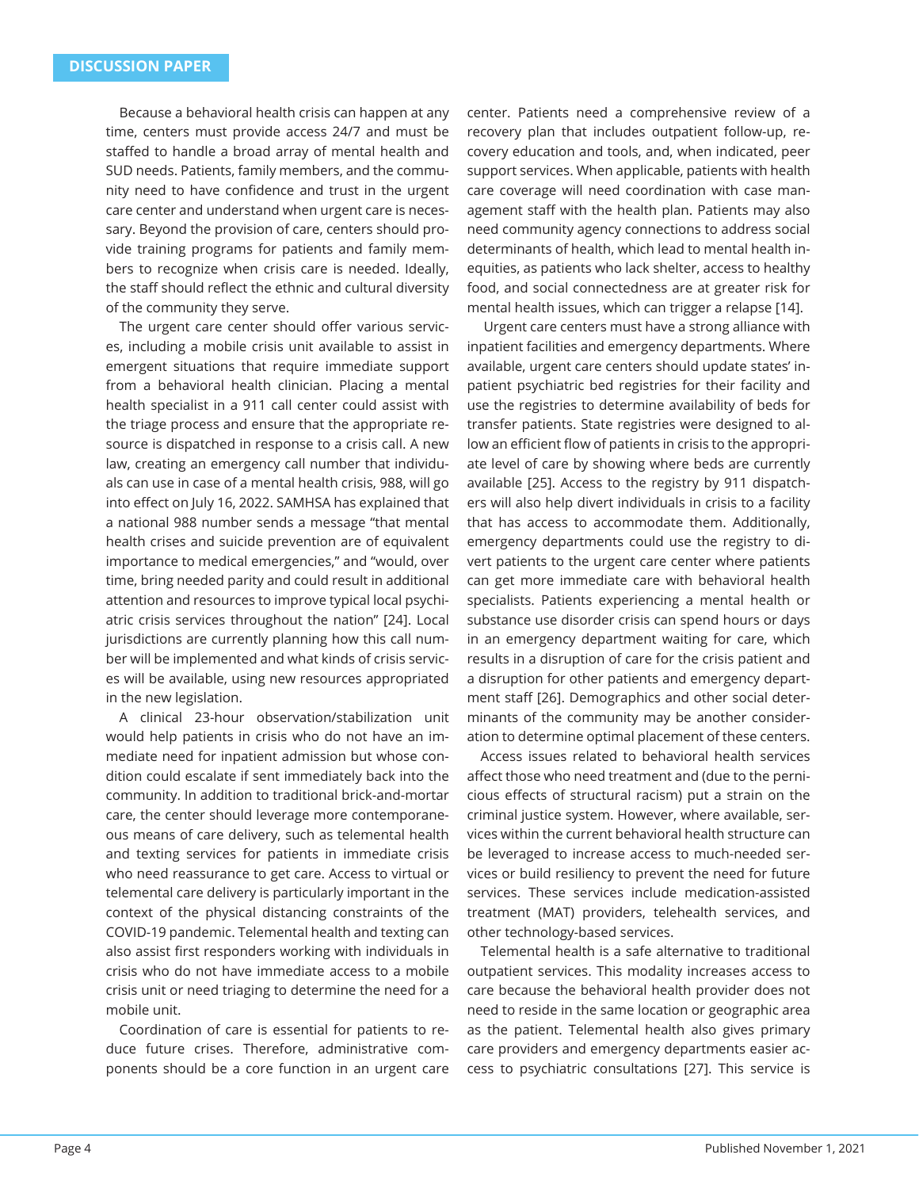Because a behavioral health crisis can happen at any time, centers must provide access 24/7 and must be staffed to handle a broad array of mental health and SUD needs. Patients, family members, and the community need to have confidence and trust in the urgent care center and understand when urgent care is necessary. Beyond the provision of care, centers should provide training programs for patients and family members to recognize when crisis care is needed. Ideally, the staff should reflect the ethnic and cultural diversity of the community they serve.

The urgent care center should offer various services, including a mobile crisis unit available to assist in emergent situations that require immediate support from a behavioral health clinician. Placing a mental health specialist in a 911 call center could assist with the triage process and ensure that the appropriate resource is dispatched in response to a crisis call. A new law, creating an emergency call number that individuals can use in case of a mental health crisis, 988, will go into effect on July 16, 2022. SAMHSA has explained that a national 988 number sends a message "that mental health crises and suicide prevention are of equivalent importance to medical emergencies," and "would, over time, bring needed parity and could result in additional attention and resources to improve typical local psychiatric crisis services throughout the nation" [24]. Local jurisdictions are currently planning how this call number will be implemented and what kinds of crisis services will be available, using new resources appropriated in the new legislation.

A clinical 23-hour observation/stabilization unit would help patients in crisis who do not have an immediate need for inpatient admission but whose condition could escalate if sent immediately back into the community. In addition to traditional brick-and-mortar care, the center should leverage more contemporaneous means of care delivery, such as telemental health and texting services for patients in immediate crisis who need reassurance to get care. Access to virtual or telemental care delivery is particularly important in the context of the physical distancing constraints of the COVID-19 pandemic. Telemental health and texting can also assist first responders working with individuals in crisis who do not have immediate access to a mobile crisis unit or need triaging to determine the need for a mobile unit.

Coordination of care is essential for patients to reduce future crises. Therefore, administrative components should be a core function in an urgent care center. Patients need a comprehensive review of a recovery plan that includes outpatient follow-up, recovery education and tools, and, when indicated, peer support services. When applicable, patients with health care coverage will need coordination with case management staff with the health plan. Patients may also need community agency connections to address social determinants of health, which lead to mental health inequities, as patients who lack shelter, access to healthy food, and social connectedness are at greater risk for mental health issues, which can trigger a relapse [14].

Urgent care centers must have a strong alliance with inpatient facilities and emergency departments. Where available, urgent care centers should update states' inpatient psychiatric bed registries for their facility and use the registries to determine availability of beds for transfer patients. State registries were designed to allow an efficient flow of patients in crisis to the appropriate level of care by showing where beds are currently available [25]. Access to the registry by 911 dispatchers will also help divert individuals in crisis to a facility that has access to accommodate them. Additionally, emergency departments could use the registry to divert patients to the urgent care center where patients can get more immediate care with behavioral health specialists. Patients experiencing a mental health or substance use disorder crisis can spend hours or days in an emergency department waiting for care, which results in a disruption of care for the crisis patient and a disruption for other patients and emergency department staff [26]. Demographics and other social determinants of the community may be another consideration to determine optimal placement of these centers.

Access issues related to behavioral health services affect those who need treatment and (due to the pernicious effects of structural racism) put a strain on the criminal justice system. However, where available, services within the current behavioral health structure can be leveraged to increase access to much-needed services or build resiliency to prevent the need for future services. These services include medication-assisted treatment (MAT) providers, telehealth services, and other technology-based services.

Telemental health is a safe alternative to traditional outpatient services. This modality increases access to care because the behavioral health provider does not need to reside in the same location or geographic area as the patient. Telemental health also gives primary care providers and emergency departments easier access to psychiatric consultations [27]. This service is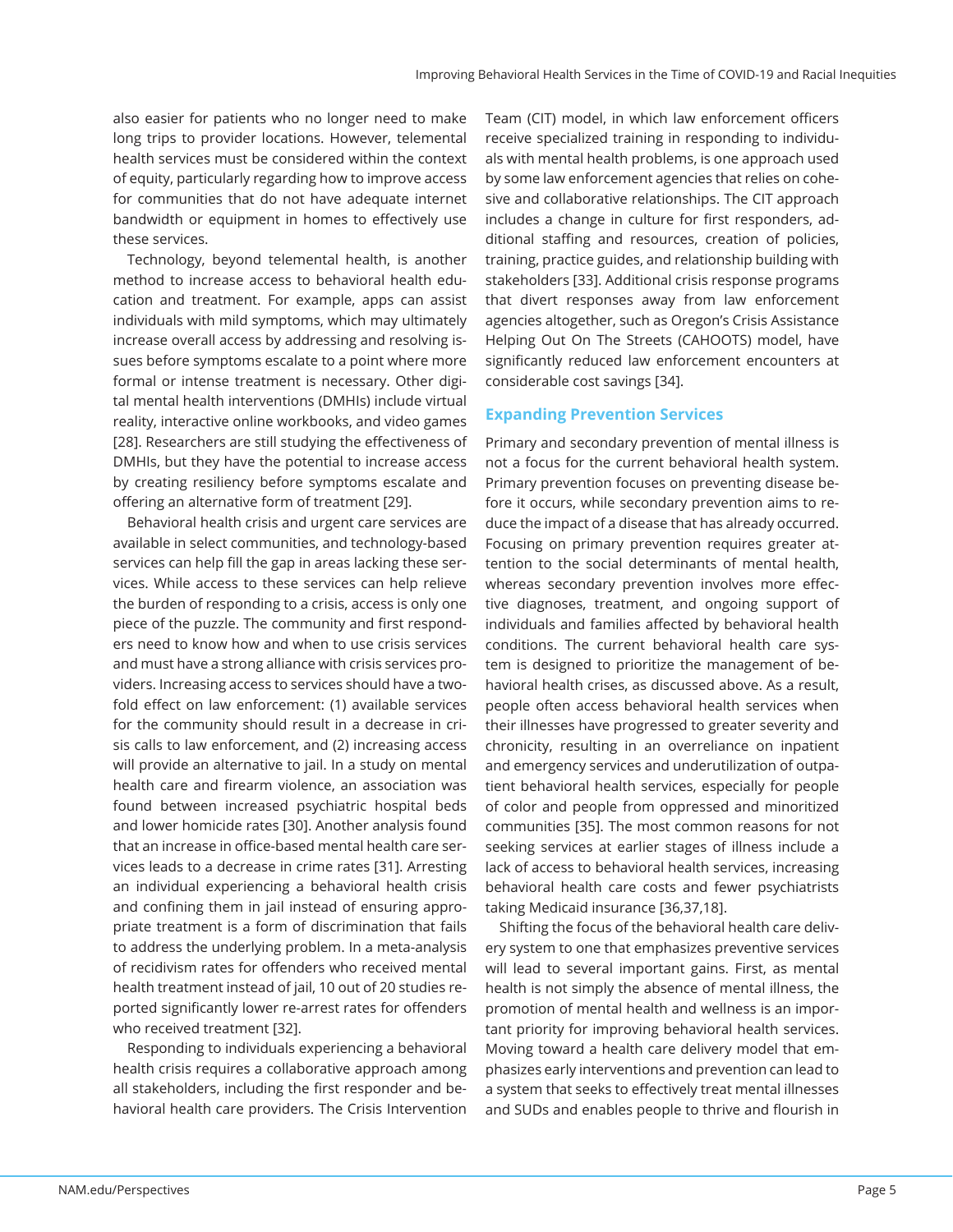also easier for patients who no longer need to make long trips to provider locations. However, telemental health services must be considered within the context of equity, particularly regarding how to improve access for communities that do not have adequate internet bandwidth or equipment in homes to effectively use these services.

Technology, beyond telemental health, is another method to increase access to behavioral health education and treatment. For example, apps can assist individuals with mild symptoms, which may ultimately increase overall access by addressing and resolving issues before symptoms escalate to a point where more formal or intense treatment is necessary. Other digital mental health interventions (DMHIs) include virtual reality, interactive online workbooks, and video games [28]. Researchers are still studying the effectiveness of DMHIs, but they have the potential to increase access by creating resiliency before symptoms escalate and offering an alternative form of treatment [29].

Behavioral health crisis and urgent care services are available in select communities, and technology-based services can help fill the gap in areas lacking these services. While access to these services can help relieve the burden of responding to a crisis, access is only one piece of the puzzle. The community and first responders need to know how and when to use crisis services and must have a strong alliance with crisis services providers. Increasing access to services should have a two-fold effect on law enforcement: (1) available services for the community should result in a decrease in crisis calls to law enforcement, and (2) increasing access will provide an alternative to jail. In a study on mental health care and firearm violence, an association was found between increased psychiatric hospital beds and lower homicide rates [30]. Another analysis found that an increase in office-based mental health care services leads to a decrease in crime rates [31]. Arresting an individual experiencing a behavioral health crisis and confining them in jail instead of ensuring appropriate treatment is a form of discrimination that fails to address the underlying problem. In a meta-analysis of recidivism rates for offenders who received mental health treatment instead of jail, 10 out of 20 studies reported significantly lower re-arrest rates for offenders who received treatment [32].

Responding to individuals experiencing a behavioral health crisis requires a collaborative approach among all stakeholders, including the first responder and behavioral health care providers. The Crisis Intervention Team (CIT) model, in which law enforcement officers receive specialized training in responding to individuals with mental health problems, is one approach used by some law enforcement agencies that relies on cohesive and collaborative relationships. The CIT approach includes a change in culture for first responders, additional staffing and resources, creation of policies, training, practice guides, and relationship building with stakeholders [33]. Additional crisis response programs that divert responses away from law enforcement agencies altogether, such as Oregon's Crisis Assistance Helping Out On The Streets (CAHOOTS) model, have significantly reduced law enforcement encounters at considerable cost savings [34].

## Expanding Prevention Services

Primary and secondary prevention of mental illness is not a focus for the current behavioral health system. Primary prevention focuses on preventing disease before it occurs, while secondary prevention aims to reduce the impact of a disease that has already occurred. Focusing on primary prevention requires greater attention to the social determinants of mental health, whereas secondary prevention involves more effective diagnoses, treatment, and ongoing support of individuals and families affected by behavioral health conditions. The current behavioral health care system is designed to prioritize the management of behavioral health crises, as discussed above. As a result, people often access behavioral health services when their illnesses have progressed to greater severity and chronicity, resulting in an overreliance on inpatient and emergency services and underutilization of outpatient behavioral health services, especially for people of color and people from oppressed and minoritized communities [35]. The most common reasons for not seeking services at earlier stages of illness include a lack of access to behavioral health services, increasing behavioral health care costs and fewer psychiatrists taking Medicaid insurance [36,37,18].

Shifting the focus of the behavioral health care delivery system to one that emphasizes preventive services will lead to several important gains. First, as mental health is not simply the absence of mental illness, the promotion of mental health and wellness is an important priority for improving behavioral health services. Moving toward a health care delivery model that emphasizes early interventions and prevention can lead to a system that seeks to effectively treat mental illnesses and SUDs and enables people to thrive and flourish in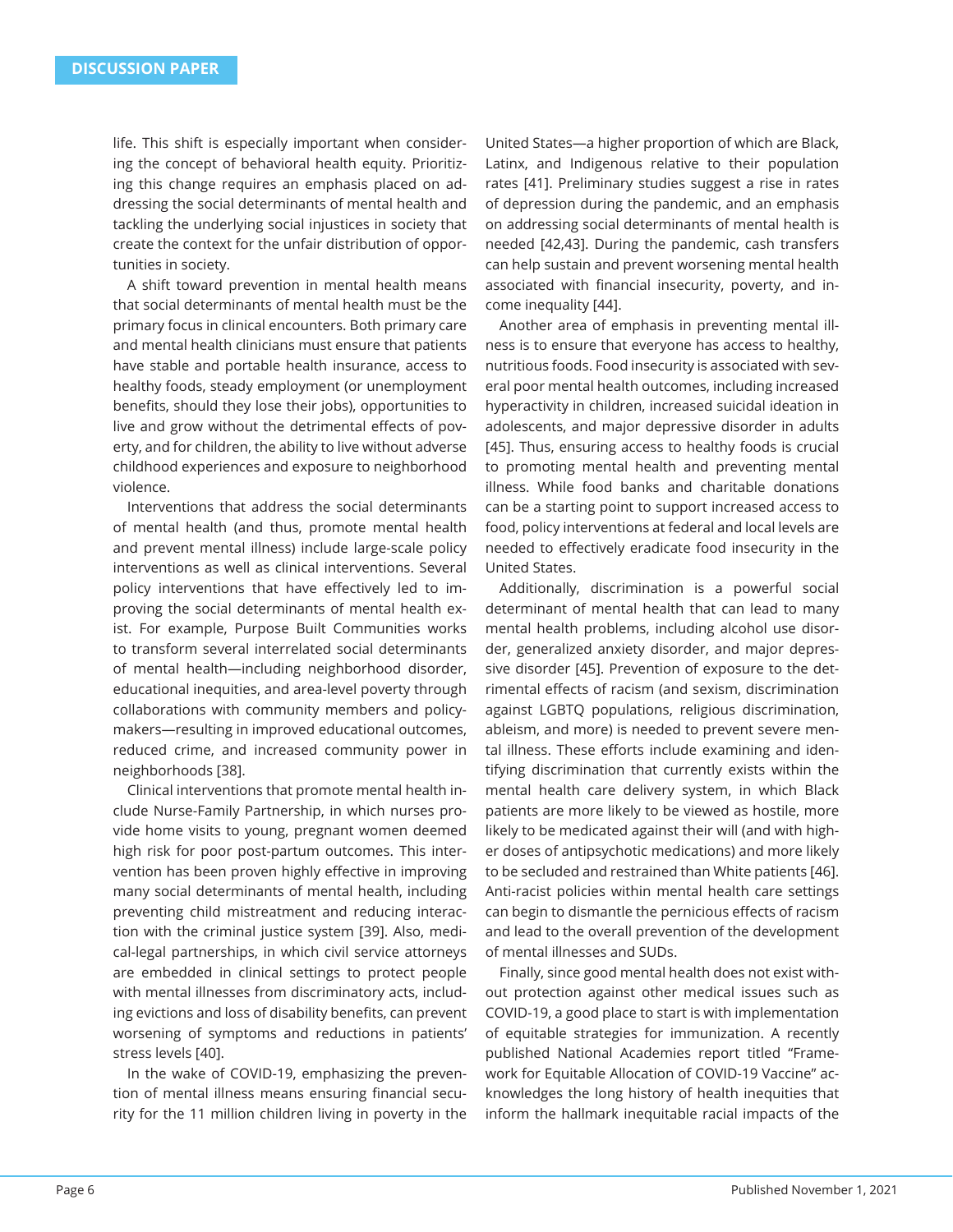life. This shift is especially important when considering the concept of behavioral health equity. Prioritizing this change requires an emphasis placed on addressing the social determinants of mental health and tackling the underlying social injustices in society that create the context for the unfair distribution of opportunities in society.

A shift toward prevention in mental health means that social determinants of mental health must be the primary focus in clinical encounters. Both primary care and mental health clinicians must ensure that patients have stable and portable health insurance, access to healthy foods, steady employment (or unemployment benefits, should they lose their jobs), opportunities to live and grow without the detrimental effects of poverty, and for children, the ability to live without adverse childhood experiences and exposure to neighborhood violence.

Interventions that address the social determinants of mental health (and thus, promote mental health and prevent mental illness) include large-scale policy interventions as well as clinical interventions. Several policy interventions that have effectively led to improving the social determinants of mental health exist. For example, Purpose Built Communities works to transform several interrelated social determinants of mental health—including neighborhood disorder, educational inequities, and area-level poverty through collaborations with community members and policymakers—resulting in improved educational outcomes, reduced crime, and increased community power in neighborhoods [38].

Clinical interventions that promote mental health include Nurse-Family Partnership, in which nurses provide home visits to young, pregnant women deemed high risk for poor post-partum outcomes. This intervention has been proven highly effective in improving many social determinants of mental health, including preventing child mistreatment and reducing interaction with the criminal justice system [39]. Also, medical-legal partnerships, in which civil service attorneys are embedded in clinical settings to protect people with mental illnesses from discriminatory acts, including evictions and loss of disability benefits, can prevent worsening of symptoms and reductions in patients' stress levels [40].

In the wake of COVID-19, emphasizing the prevention of mental illness means ensuring financial security for the 11 million children living in poverty in the United States—a higher proportion of which are Black, Latinx, and Indigenous relative to their population rates [41]. Preliminary studies suggest a rise in rates of depression during the pandemic, and an emphasis on addressing social determinants of mental health is needed [42,43]. During the pandemic, cash transfers can help sustain and prevent worsening mental health associated with financial insecurity, poverty, and income inequality [44].

Another area of emphasis in preventing mental illness is to ensure that everyone has access to healthy, nutritious foods. Food insecurity is associated with several poor mental health outcomes, including increased hyperactivity in children, increased suicidal ideation in adolescents, and major depressive disorder in adults [45]. Thus, ensuring access to healthy foods is crucial to promoting mental health and preventing mental illness. While food banks and charitable donations can be a starting point to support increased access to food, policy interventions at federal and local levels are needed to effectively eradicate food insecurity in the United States.

Additionally, discrimination is a powerful social determinant of mental health that can lead to many mental health problems, including alcohol use disorder, generalized anxiety disorder, and major depressive disorder [45]. Prevention of exposure to the detrimental effects of racism (and sexism, discrimination against LGBTQ populations, religious discrimination, ableism, and more) is needed to prevent severe mental illness. These efforts include examining and identifying discrimination that currently exists within the mental health care delivery system, in which Black patients are more likely to be viewed as hostile, more likely to be medicated against their will (and with higher doses of antipsychotic medications) and more likely to be secluded and restrained than White patients [46]. Anti-racist policies within mental health care settings can begin to dismantle the pernicious effects of racism and lead to the overall prevention of the development of mental illnesses and SUDs.

Finally, since good mental health does not exist without protection against other medical issues such as COVID-19, a good place to start is with implementation of equitable strategies for immunization. A recently published National Academies report titled "Framework for Equitable Allocation of COVID-19 Vaccine" acknowledges the long history of health inequities that inform the hallmark inequitable racial impacts of the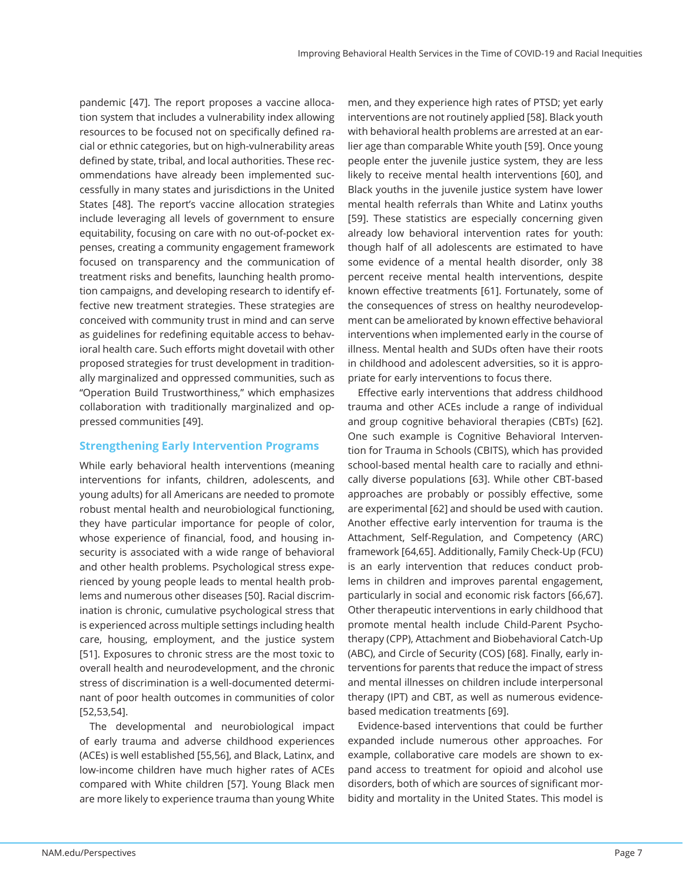pandemic [47]. The report proposes a vaccine allocation system that includes a vulnerability index allowing resources to be focused not on specifically defined racial or ethnic categories, but on high-vulnerability areas defined by state, tribal, and local authorities. These recommendations have already been implemented successfully in many states and jurisdictions in the United States [48]. The report's vaccine allocation strategies include leveraging all levels of government to ensure equitability, focusing on care with no out-of-pocket expenses, creating a community engagement framework focused on transparency and the communication of treatment risks and benefits, launching health promotion campaigns, and developing research to identify effective new treatment strategies. These strategies are conceived with community trust in mind and can serve as guidelines for redefining equitable access to behavioral health care. Such efforts might dovetail with other proposed strategies for trust development in traditionally marginalized and oppressed communities, such as "Operation Build Trustworthiness," which emphasizes collaboration with traditionally marginalized and oppressed communities [49].

## Strengthening Early Intervention Programs

While early behavioral health interventions (meaning interventions for infants, children, adolescents, and young adults) for all Americans are needed to promote robust mental health and neurobiological functioning, they have particular importance for people of color, whose experience of financial, food, and housing insecurity is associated with a wide range of behavioral and other health problems. Psychological stress experienced by young people leads to mental health problems and numerous other diseases [50]. Racial discrimination is chronic, cumulative psychological stress that is experienced across multiple settings including health care, housing, employment, and the justice system [51]. Exposures to chronic stress are the most toxic to overall health and neurodevelopment, and the chronic stress of discrimination is a well-documented determinant of poor health outcomes in communities of color [52,53,54].

The developmental and neurobiological impact of early trauma and adverse childhood experiences (ACEs) is well established [55,56], and Black, Latinx, and low-income children have much higher rates of ACEs compared with White children [57]. Young Black men are more likely to experience trauma than young White men, and they experience high rates of PTSD; yet early interventions are not routinely applied [58]. Black youth with behavioral health problems are arrested at an earlier age than comparable White youth [59]. Once young people enter the juvenile justice system, they are less likely to receive mental health interventions [60], and Black youths in the juvenile justice system have lower mental health referrals than White and Latinx youths [59]. These statistics are especially concerning given already low behavioral intervention rates for youth: though half of all adolescents are estimated to have some evidence of a mental health disorder, only 38 percent receive mental health interventions, despite known effective treatments [61]. Fortunately, some of the consequences of stress on healthy neurodevelopment can be ameliorated by known effective behavioral interventions when implemented early in the course of illness. Mental health and SUDs often have their roots in childhood and adolescent adversities, so it is appropriate for early interventions to focus there.

Effective early interventions that address childhood trauma and other ACEs include a range of individual and group cognitive behavioral therapies (CBTs) [62]. One such example is Cognitive Behavioral Intervention for Trauma in Schools (CBITS), which has provided school-based mental health care to racially and ethnically diverse populations [63]. While other CBT-based approaches are probably or possibly effective, some are experimental [62] and should be used with caution. Another effective early intervention for trauma is the Attachment, Self-Regulation, and Competency (ARC) framework [64,65]. Additionally, Family Check-Up (FCU) is an early intervention that reduces conduct problems in children and improves parental engagement, particularly in social and economic risk factors [66,67]. Other therapeutic interventions in early childhood that promote mental health include Child-Parent Psychotherapy (CPP), Attachment and Biobehavioral Catch-Up (ABC), and Circle of Security (COS) [68]. Finally, early interventions for parents that reduce the impact of stress and mental illnesses on children include interpersonal therapy (IPT) and CBT, as well as numerous evidence-based medication treatments [69].

Evidence-based interventions that could be further expanded include numerous other approaches. For example, collaborative care models are shown to expand access to treatment for opioid and alcohol use disorders, both of which are sources of significant morbidity and mortality in the United States. This model is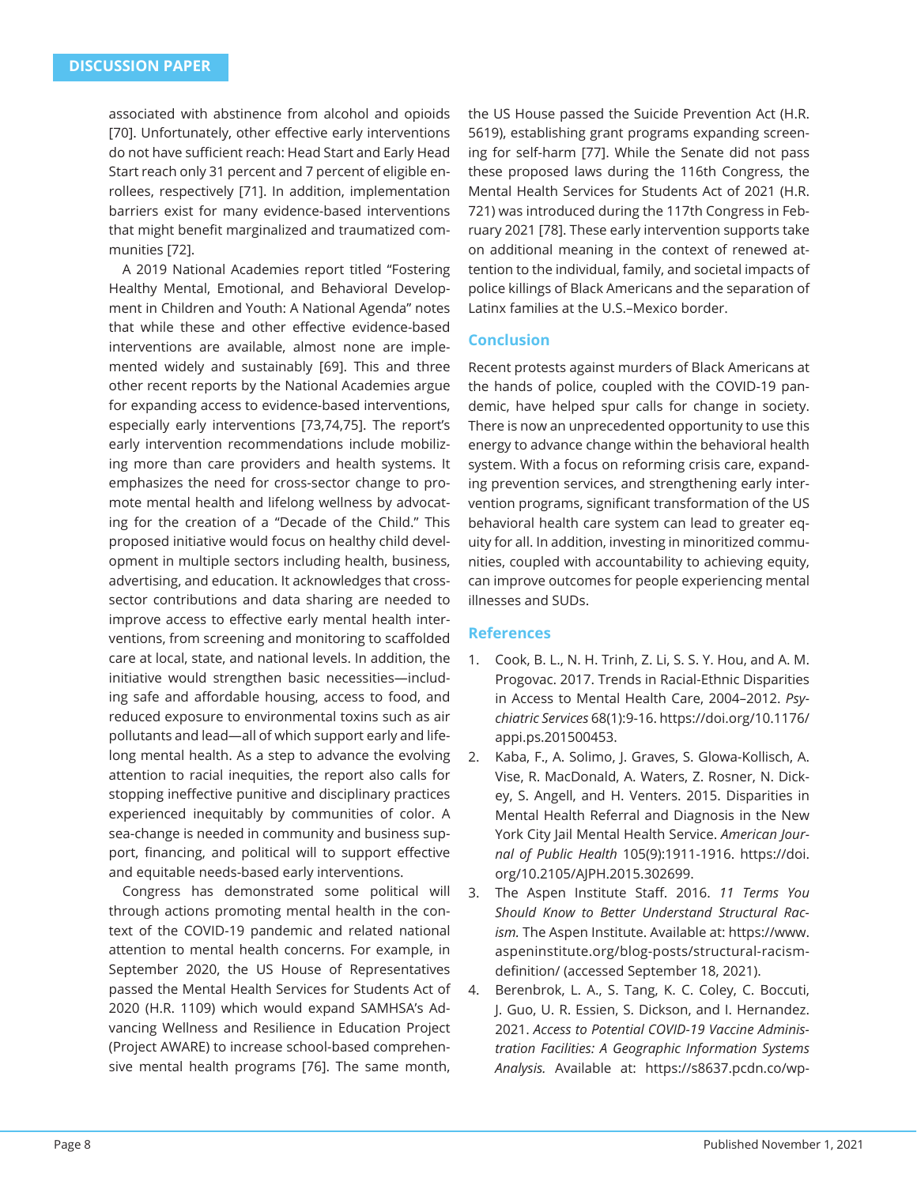associated with abstinence from alcohol and opioids [70]. Unfortunately, other effective early interventions do not have sufficient reach: Head Start and Early Head Start reach only 31 percent and 7 percent of eligible enrollees, respectively [71]. In addition, implementation barriers exist for many evidence-based interventions that might benefit marginalized and traumatized communities [72].

A 2019 National Academies report titled "Fostering Healthy Mental, Emotional, and Behavioral Development in Children and Youth: A National Agenda" notes that while these and other effective evidence-based interventions are available, almost none are implemented widely and sustainably [69]. This and three other recent reports by the National Academies argue for expanding access to evidence-based interventions, especially early interventions [73,74,75]. The report's early intervention recommendations include mobilizing more than care providers and health systems. It emphasizes the need for cross-sector change to promote mental health and lifelong wellness by advocating for the creation of a "Decade of the Child." This proposed initiative would focus on healthy child development in multiple sectors including health, business, advertising, and education. It acknowledges that cross-sector contributions and data sharing are needed to improve access to effective early mental health interventions, from screening and monitoring to scaffolded care at local, state, and national levels. In addition, the initiative would strengthen basic necessities—including safe and affordable housing, access to food, and reduced exposure to environmental toxins such as air pollutants and lead—all of which support early and lifelong mental health. As a step to advance the evolving attention to racial inequities, the report also calls for stopping ineffective punitive and disciplinary practices experienced inequitably by communities of color. A sea-change is needed in community and business support, financing, and political will to support effective and equitable needs-based early interventions.

Congress has demonstrated some political will through actions promoting mental health in the context of the COVID-19 pandemic and related national attention to mental health concerns. For example, in September 2020, the US House of Representatives passed the Mental Health Services for Students Act of 2020 (H.R. 1109) which would expand SAMHSA's Advancing Wellness and Resilience in Education Project (Project AWARE) to increase school-based comprehensive mental health programs [76]. The same month, the US House passed the Suicide Prevention Act (H.R. 5619), establishing grant programs expanding screening for self-harm [77]. While the Senate did not pass these proposed laws during the 116th Congress, the Mental Health Services for Students Act of 2021 (H.R. 721) was introduced during the 117th Congress in February 2021 [78]. These early intervention supports take on additional meaning in the context of renewed attention to the individual, family, and societal impacts of police killings of Black Americans and the separation of Latinx families at the U.S.–Mexico border.

## Conclusion

Recent protests against murders of Black Americans at the hands of police, coupled with the COVID-19 pandemic, have helped spur calls for change in society. There is now an unprecedented opportunity to use this energy to advance change within the behavioral health system. With a focus on reforming crisis care, expanding prevention services, and strengthening early intervention programs, significant transformation of the US behavioral health care system can lead to greater equity for all. In addition, investing in minoritized communities, coupled with accountability to achieving equity, can improve outcomes for people experiencing mental illnesses and SUDs.

## References

1. Cook, B. L., N. H. Trinh, Z. Li, S. S. Y. Hou, and A. M. Progovac. 2017. Trends in Racial-Ethnic Disparities in Access to Mental Health Care, 2004–2012. *Psychiatric Services* 68(1):9-16. https://doi.org/10.1176/appi.ps.201500453.
2. Kaba, F., A. Solimo, J. Graves, S. Glowa-Kollisch, A. Vise, R. MacDonald, A. Waters, Z. Rosner, N. Dickey, S. Angell, and H. Venters. 2015. Disparities in Mental Health Referral and Diagnosis in the New York City Jail Mental Health Service. *American Journal of Public Health* 105(9):1911-1916. https://doi.org/10.2105/AJPH.2015.302699.
3. The Aspen Institute Staff. 2016. *11 Terms You Should Know to Better Understand Structural Racism.* The Aspen Institute. Available at: https://www.aspeninstitute.org/blog-posts/structural-racism-definition/ (accessed September 18, 2021).
4. Berenbrok, L. A., S. Tang, K. C. Coley, C. Boccuti, J. Guo, U. R. Essien, S. Dickson, and I. Hernandez. 2021. *Access to Potential COVID-19 Vaccine Administration Facilities: A Geographic Information Systems Analysis.* Available at: https://s8637.pcdn.co/wp-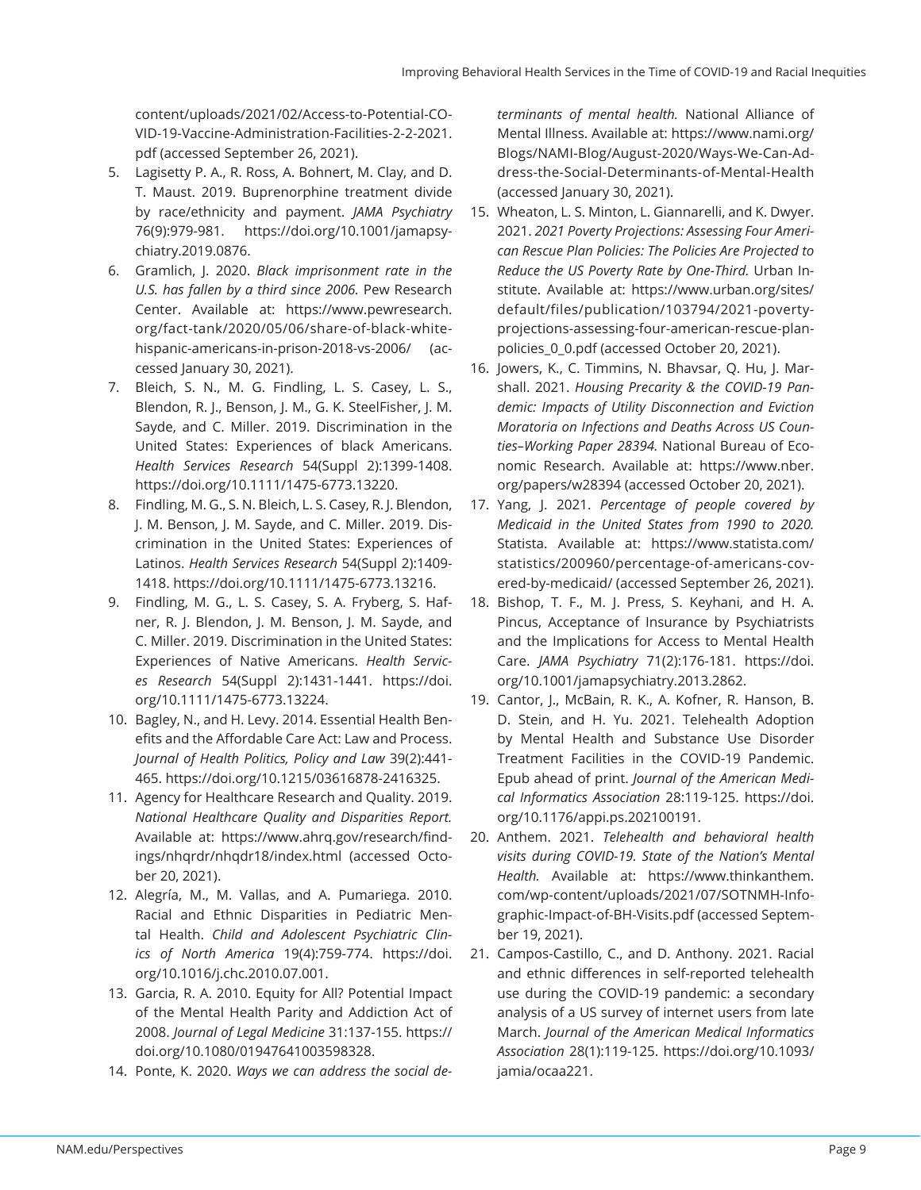content/uploads/2021/02/Access-to-Potential-COVID-19-Vaccine-Administration-Facilities-2-2-2021.pdf (accessed September 26, 2021).

5. Lagisetty P. A., R. Ross, A. Bohnert, M. Clay, and D. T. Maust. 2019. Buprenorphine treatment divide by race/ethnicity and payment. *JAMA Psychiatry* 76(9):979-981. https://doi.org/10.1001/jamapsychiatry.2019.0876.
6. Gramlich, J. 2020. *Black imprisonment rate in the U.S. has fallen by a third since 2006.* Pew Research Center. Available at: https://www.pewresearch.org/fact-tank/2020/05/06/share-of-black-white-hispanic-americans-in-prison-2018-vs-2006/ (accessed January 30, 2021).
7. Bleich, S. N., M. G. Findling, L. S. Casey, L. S., Blendon, R. J., Benson, J. M., G. K. SteelFisher, J. M. Sayde, and C. Miller. 2019. Discrimination in the United States: Experiences of black Americans. *Health Services Research* 54(Suppl 2):1399-1408. https://doi.org/10.1111/1475-6773.13220.
8. Findling, M. G., S. N. Bleich, L. S. Casey, R. J. Blendon, J. M. Benson, J. M. Sayde, and C. Miller. 2019. Discrimination in the United States: Experiences of Latinos. *Health Services Research* 54(Suppl 2):1409-1418. https://doi.org/10.1111/1475-6773.13216.
9. Findling, M. G., L. S. Casey, S. A. Fryberg, S. Hafner, R. J. Blendon, J. M. Benson, J. M. Sayde, and C. Miller. 2019. Discrimination in the United States: Experiences of Native Americans. *Health Services Research* 54(Suppl 2):1431-1441. https://doi.org/10.1111/1475-6773.13224.
10. Bagley, N., and H. Levy. 2014. Essential Health Benefits and the Affordable Care Act: Law and Process. *Journal of Health Politics, Policy and Law* 39(2):441-465. https://doi.org/10.1215/03616878-2416325.
11. Agency for Healthcare Research and Quality. 2019. *National Healthcare Quality and Disparities Report.* Available at: https://www.ahrq.gov/research/findings/nhqrdr/nhqdr18/index.html (accessed October 20, 2021).
12. Alegría, M., M. Vallas, and A. Pumariega. 2010. Racial and Ethnic Disparities in Pediatric Mental Health. *Child and Adolescent Psychiatric Clinics of North America* 19(4):759-774. https://doi.org/10.1016/j.chc.2010.07.001.
13. Garcia, R. A. 2010. Equity for All? Potential Impact of the Mental Health Parity and Addiction Act of 2008. *Journal of Legal Medicine* 31:137-155. https://doi.org/10.1080/01947641003598328.
14. Ponte, K. 2020. *Ways we can address the social determinants of mental health.* National Alliance of Mental Illness. Available at: https://www.nami.org/Blogs/NAMI-Blog/August-2020/Ways-We-Can-Address-the-Social-Determinants-of-Mental-Health (accessed January 30, 2021).
15. Wheaton, L. S. Minton, L. Giannarelli, and K. Dwyer. 2021. *2021 Poverty Projections: Assessing Four American Rescue Plan Policies: The Policies Are Projected to Reduce the US Poverty Rate by One-Third.* Urban Institute. Available at: https://www.urban.org/sites/default/files/publication/103794/2021-poverty-projections-assessing-four-american-rescue-plan-policies_0_0.pdf (accessed October 20, 2021).
16. Jowers, K., C. Timmins, N. Bhavsar, Q. Hu, J. Marshall. 2021. *Housing Precarity & the COVID-19 Pandemic: Impacts of Utility Disconnection and Eviction Moratoria on Infections and Deaths Across US Counties–Working Paper 28394.* National Bureau of Economic Research. Available at: https://www.nber.org/papers/w28394 (accessed October 20, 2021).
17. Yang, J. 2021. *Percentage of people covered by Medicaid in the United States from 1990 to 2020.* Statista. Available at: https://www.statista.com/statistics/200960/percentage-of-americans-covered-by-medicaid/ (accessed September 26, 2021).
18. Bishop, T. F., M. J. Press, S. Keyhani, and H. A. Pincus, Acceptance of Insurance by Psychiatrists and the Implications for Access to Mental Health Care. *JAMA Psychiatry* 71(2):176-181. https://doi.org/10.1001/jamapsychiatry.2013.2862.
19. Cantor, J., McBain, R. K., A. Kofner, R. Hanson, B. D. Stein, and H. Yu. 2021. Telehealth Adoption by Mental Health and Substance Use Disorder Treatment Facilities in the COVID-19 Pandemic. Epub ahead of print. *Journal of the American Medical Informatics Association* 28:119-125. https://doi.org/10.1176/appi.ps.202100191.
20. Anthem. 2021. *Telehealth and behavioral health visits during COVID-19. State of the Nation's Mental Health.* Available at: https://www.thinkanthem.com/wp-content/uploads/2021/07/SOTNMH-Infographic-Impact-of-BH-Visits.pdf (accessed September 19, 2021).
21. Campos-Castillo, C., and D. Anthony. 2021. Racial and ethnic differences in self-reported telehealth use during the COVID-19 pandemic: a secondary analysis of a US survey of internet users from late March. *Journal of the American Medical Informatics Association* 28(1):119-125. https://doi.org/10.1093/jamia/ocaa221.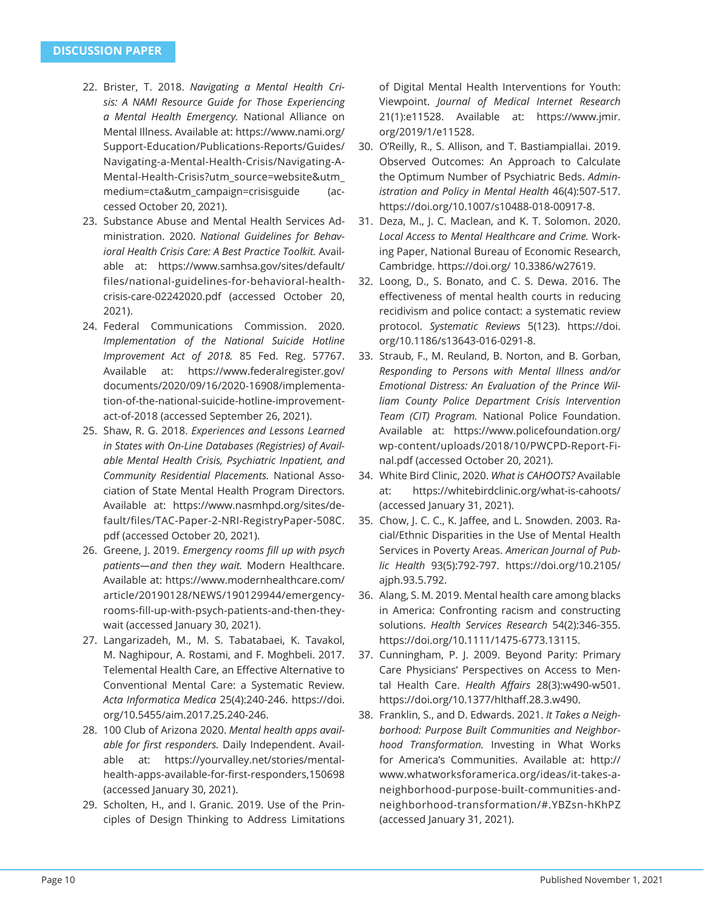22. Brister, T. 2018. *Navigating a Mental Health Crisis: A NAMI Resource Guide for Those Experiencing a Mental Health Emergency.* National Alliance on Mental Illness. Available at: https://www.nami.org/Support-Education/Publications-Reports/Guides/Navigating-a-Mental-Health-Crisis/Navigating-A-Mental-Health-Crisis?utm_source=website&utm_medium=cta&utm_campaign=crisisguide (accessed October 20, 2021).
23. Substance Abuse and Mental Health Services Administration. 2020. *National Guidelines for Behavioral Health Crisis Care: A Best Practice Toolkit.* Available at: https://www.samhsa.gov/sites/default/files/national-guidelines-for-behavioral-health-crisis-care-02242020.pdf (accessed October 20, 2021).
24. Federal Communications Commission. 2020. *Implementation of the National Suicide Hotline Improvement Act of 2018.* 85 Fed. Reg. 57767. Available at: https://www.federalregister.gov/documents/2020/09/16/2020-16908/implementation-of-the-national-suicide-hotline-improvement-act-of-2018 (accessed September 26, 2021).
25. Shaw, R. G. 2018. *Experiences and Lessons Learned in States with On-Line Databases (Registries) of Available Mental Health Crisis, Psychiatric Inpatient, and Community Residential Placements.* National Association of State Mental Health Program Directors. Available at: https://www.nasmhpd.org/sites/default/files/TAC-Paper-2-NRI-RegistryPaper-508C.pdf (accessed October 20, 2021).
26. Greene, J. 2019. *Emergency rooms fill up with psych patients—and then they wait.* Modern Healthcare. Available at: https://www.modernhealthcare.com/article/20190128/NEWS/190129944/emergency-rooms-fill-up-with-psych-patients-and-then-they-wait (accessed January 30, 2021).
27. Langarizadeh, M., M. S. Tabatabaei, K. Tavakol, M. Naghipour, A. Rostami, and F. Moghbeli. 2017. Telemental Health Care, an Effective Alternative to Conventional Mental Care: a Systematic Review. *Acta Informatica Medica* 25(4):240-246. https://doi.org/10.5455/aim.2017.25.240-246.
28. 100 Club of Arizona 2020. *Mental health apps available for first responders.* Daily Independent. Available at: https://yourvalley.net/stories/mental-health-apps-available-for-first-responders,150698 (accessed January 30, 2021).
29. Scholten, H., and I. Granic. 2019. Use of the Principles of Design Thinking to Address Limitations of Digital Mental Health Interventions for Youth: Viewpoint. *Journal of Medical Internet Research* 21(1):e11528. Available at: https://www.jmir.org/2019/1/e11528.
30. O'Reilly, R., S. Allison, and T. Bastiampiallai. 2019. Observed Outcomes: An Approach to Calculate the Optimum Number of Psychiatric Beds. *Administration and Policy in Mental Health* 46(4):507-517. https://doi.org/10.1007/s10488-018-00917-8.
31. Deza, M., J. C. Maclean, and K. T. Solomon. 2020. *Local Access to Mental Healthcare and Crime.* Working Paper, National Bureau of Economic Research, Cambridge. https://doi.org/ 10.3386/w27619.
32. Loong, D., S. Bonato, and C. S. Dewa. 2016. The effectiveness of mental health courts in reducing recidivism and police contact: a systematic review protocol. *Systematic Reviews* 5(123). https://doi.org/10.1186/s13643-016-0291-8.
33. Straub, F., M. Reuland, B. Norton, and B. Gorban, *Responding to Persons with Mental Illness and/or Emotional Distress: An Evaluation of the Prince William County Police Department Crisis Intervention Team (CIT) Program.* National Police Foundation. Available at: https://www.policefoundation.org/wp-content/uploads/2018/10/PWCPD-Report-Final.pdf (accessed October 20, 2021).
34. White Bird Clinic, 2020. *What is CAHOOTS?* Available at: https://whitebirdclinic.org/what-is-cahoots/ (accessed January 31, 2021).
35. Chow, J. C. C., K. Jaffee, and L. Snowden. 2003. Racial/Ethnic Disparities in the Use of Mental Health Services in Poverty Areas. *American Journal of Public Health* 93(5):792-797. https://doi.org/10.2105/ajph.93.5.792.
36. Alang, S. M. 2019. Mental health care among blacks in America: Confronting racism and constructing solutions. *Health Services Research* 54(2):346-355. https://doi.org/10.1111/1475-6773.13115.
37. Cunningham, P. J. 2009. Beyond Parity: Primary Care Physicians' Perspectives on Access to Mental Health Care. *Health Affairs* 28(3):w490-w501. https://doi.org/10.1377/hlthaff.28.3.w490.
38. Franklin, S., and D. Edwards. 2021. *It Takes a Neighborhood: Purpose Built Communities and Neighborhood Transformation.* Investing in What Works for America's Communities. Available at: http://www.whatworksforamerica.org/ideas/it-takes-a-neighborhood-purpose-built-communities-and-neighborhood-transformation/#.YBZsn-hKhPZ (accessed January 31, 2021).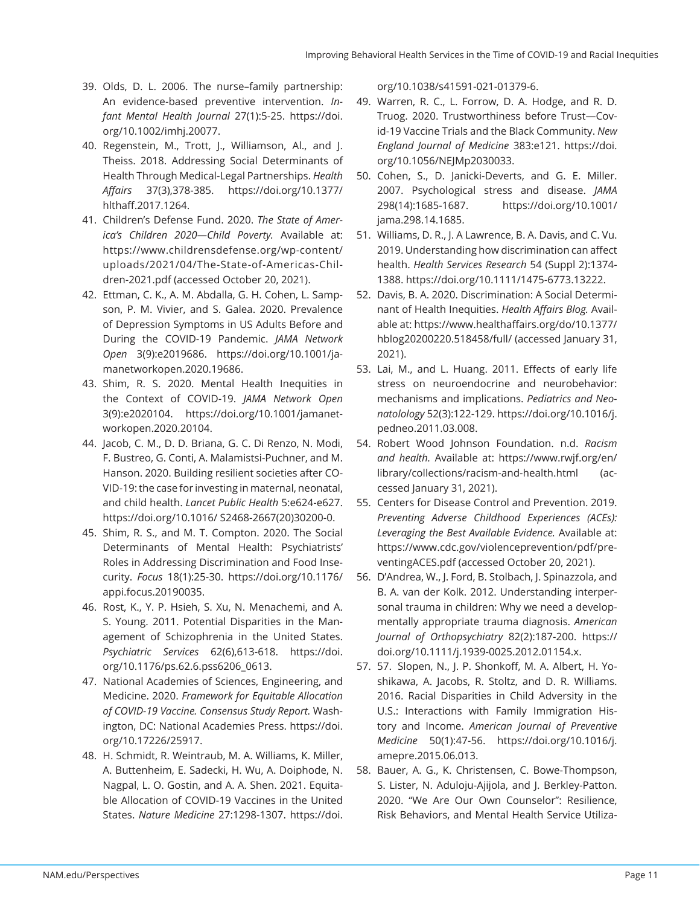39. Olds, D. L. 2006. The nurse–family partnership: An evidence-based preventive intervention. *Infant Mental Health Journal* 27(1):5-25. https://doi.org/10.1002/imhj.20077.
40. Regenstein, M., Trott, J., Williamson, Al., and J. Theiss. 2018. Addressing Social Determinants of Health Through Medical-Legal Partnerships. *Health Affairs* 37(3),378-385. https://doi.org/10.1377/hlthaff.2017.1264.
41. Children's Defense Fund. 2020. *The State of America's Children 2020—Child Poverty.* Available at: https://www.childrensdefense.org/wp-content/uploads/2021/04/The-State-of-Americas-Children-2021.pdf (accessed October 20, 2021).
42. Ettman, C. K., A. M. Abdalla, G. H. Cohen, L. Sampson, P. M. Vivier, and S. Galea. 2020. Prevalence of Depression Symptoms in US Adults Before and During the COVID-19 Pandemic. *JAMA Network Open* 3(9):e2019686. https://doi.org/10.1001/jamanetworkopen.2020.19686.
43. Shim, R. S. 2020. Mental Health Inequities in the Context of COVID-19. *JAMA Network Open* 3(9):e2020104. https://doi.org/10.1001/jamanetworkopen.2020.20104.
44. Jacob, C. M., D. D. Briana, G. C. Di Renzo, N. Modi, F. Bustreo, G. Conti, A. Malamistsi-Puchner, and M. Hanson. 2020. Building resilient societies after COVID-19: the case for investing in maternal, neonatal, and child health. *Lancet Public Health* 5:e624-e627. https://doi.org/10.1016/ S2468-2667(20)30200-0.
45. Shim, R. S., and M. T. Compton. 2020. The Social Determinants of Mental Health: Psychiatrists' Roles in Addressing Discrimination and Food Insecurity. *Focus* 18(1):25-30. https://doi.org/10.1176/appi.focus.20190035.
46. Rost, K., Y. P. Hsieh, S. Xu, N. Menachemi, and A. S. Young. 2011. Potential Disparities in the Management of Schizophrenia in the United States. *Psychiatric Services* 62(6),613-618. https://doi.org/10.1176/ps.62.6.pss6206_0613.
47. National Academies of Sciences, Engineering, and Medicine. 2020. *Framework for Equitable Allocation of COVID-19 Vaccine. Consensus Study Report.* Washington, DC: National Academies Press. https://doi.org/10.17226/25917.
48. H. Schmidt, R. Weintraub, M. A. Williams, K. Miller, A. Buttenheim, E. Sadecki, H. Wu, A. Doiphode, N. Nagpal, L. O. Gostin, and A. A. Shen. 2021. Equitable Allocation of COVID-19 Vaccines in the United States. *Nature Medicine* 27:1298-1307. https://doi.org/10.1038/s41591-021-01379-6.
49. Warren, R. C., L. Forrow, D. A. Hodge, and R. D. Truog. 2020. Trustworthiness before Trust—Covid-19 Vaccine Trials and the Black Community. *New England Journal of Medicine* 383:e121. https://doi.org/10.1056/NEJMp2030033.
50. Cohen, S., D. Janicki-Deverts, and G. E. Miller. 2007. Psychological stress and disease. *JAMA* 298(14):1685-1687. https://doi.org/10.1001/jama.298.14.1685.
51. Williams, D. R., J. A Lawrence, B. A. Davis, and C. Vu. 2019. Understanding how discrimination can affect health. *Health Services Research* 54 (Suppl 2):1374-1388. https://doi.org/10.1111/1475-6773.13222.
52. Davis, B. A. 2020. Discrimination: A Social Determinant of Health Inequities. *Health Affairs Blog.* Available at: https://www.healthaffairs.org/do/10.1377/hblog20200220.518458/full/ (accessed January 31, 2021).
53. Lai, M., and L. Huang. 2011. Effects of early life stress on neuroendocrine and neurobehavior: mechanisms and implications. *Pediatrics and Neonatolology* 52(3):122-129. https://doi.org/10.1016/j.pedneo.2011.03.008.
54. Robert Wood Johnson Foundation. n.d. *Racism and health.* Available at: https://www.rwjf.org/en/library/collections/racism-and-health.html (accessed January 31, 2021).
55. Centers for Disease Control and Prevention. 2019. *Preventing Adverse Childhood Experiences (ACEs): Leveraging the Best Available Evidence.* Available at: https://www.cdc.gov/violenceprevention/pdf/preventingACES.pdf (accessed October 20, 2021).
56. D'Andrea, W., J. Ford, B. Stolbach, J. Spinazzola, and B. A. van der Kolk. 2012. Understanding interpersonal trauma in children: Why we need a developmentally appropriate trauma diagnosis. *American Journal of Orthopsychiatry* 82(2):187-200. https://doi.org/10.1111/j.1939-0025.2012.01154.x.
57. 57. Slopen, N., J. P. Shonkoff, M. A. Albert, H. Yoshikawa, A. Jacobs, R. Stoltz, and D. R. Williams. 2016. Racial Disparities in Child Adversity in the U.S.: Interactions with Family Immigration History and Income. *American Journal of Preventive Medicine* 50(1):47-56. https://doi.org/10.1016/j.amepre.2015.06.013.
58. Bauer, A. G., K. Christensen, C. Bowe-Thompson, S. Lister, N. Aduloju-Ajijola, and J. Berkley-Patton. 2020. "We Are Our Own Counselor": Resilience, Risk Behaviors, and Mental Health Service Utiliza-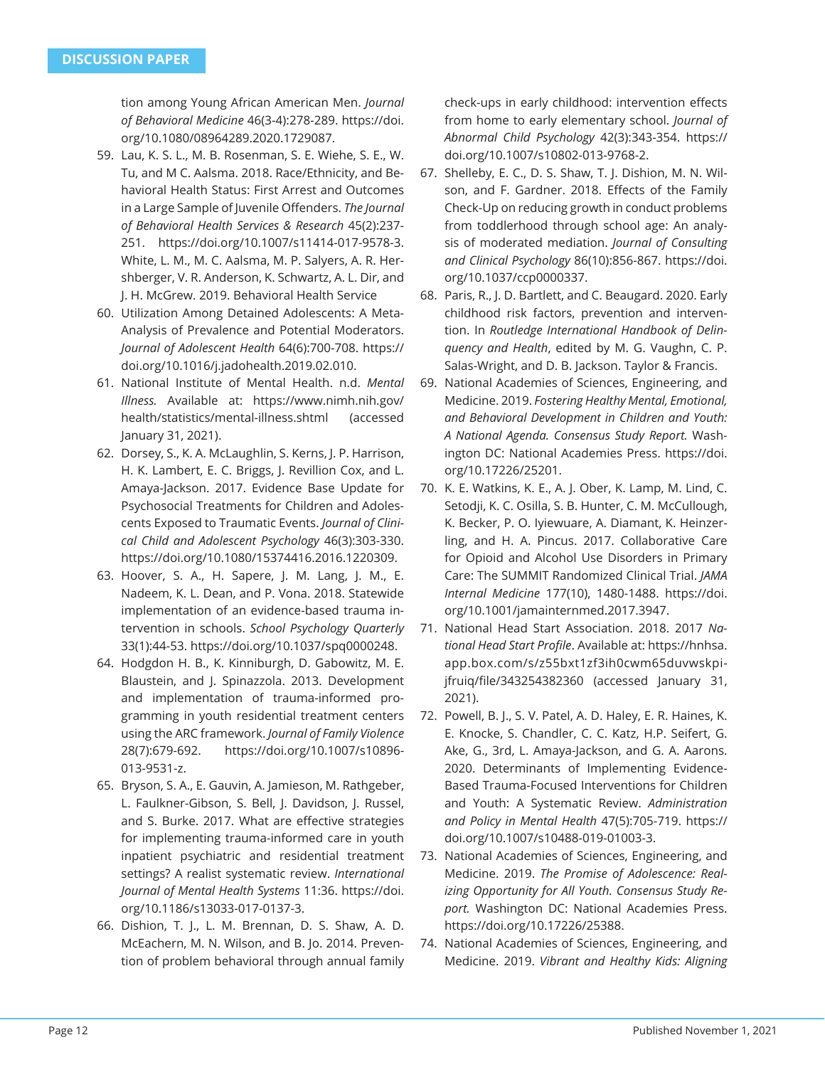tion among Young African American Men. *Journal of Behavioral Medicine* 46(3-4):278-289. https://doi.org/10.1080/08964289.2020.1729087.

59. Lau, K. S. L., M. B. Rosenman, S. E. Wiehe, S. E., W. Tu, and M C. Aalsma. 2018. Race/Ethnicity, and Behavioral Health Status: First Arrest and Outcomes in a Large Sample of Juvenile Offenders. *The Journal of Behavioral Health Services & Research* 45(2):237-251. https://doi.org/10.1007/s11414-017-9578-3. White, L. M., M. C. Aalsma, M. P. Salyers, A. R. Hershberger, V. R. Anderson, K. Schwartz, A. L. Dir, and J. H. McGrew. 2019. Behavioral Health Service
60. Utilization Among Detained Adolescents: A Meta-Analysis of Prevalence and Potential Moderators. *Journal of Adolescent Health* 64(6):700-708. https://doi.org/10.1016/j.jadohealth.2019.02.010.
61. National Institute of Mental Health. n.d. *Mental Illness.* Available at: https://www.nimh.nih.gov/health/statistics/mental-illness.shtml (accessed January 31, 2021).
62. Dorsey, S., K. A. McLaughlin, S. Kerns, J. P. Harrison, H. K. Lambert, E. C. Briggs, J. Revillion Cox, and L. Amaya-Jackson. 2017. Evidence Base Update for Psychosocial Treatments for Children and Adolescents Exposed to Traumatic Events. *Journal of Clinical Child and Adolescent Psychology* 46(3):303-330. https://doi.org/10.1080/15374416.2016.1220309.
63. Hoover, S. A., H. Sapere, J. M. Lang, J. M., E. Nadeem, K. L. Dean, and P. Vona. 2018. Statewide implementation of an evidence-based trauma intervention in schools. *School Psychology Quarterly* 33(1):44-53. https://doi.org/10.1037/spq0000248.
64. Hodgdon H. B., K. Kinniburgh, D. Gabowitz, M. E. Blaustein, and J. Spinazzola. 2013. Development and implementation of trauma-informed programming in youth residential treatment centers using the ARC framework. *Journal of Family Violence* 28(7):679-692. https://doi.org/10.1007/s10896-013-9531-z.
65. Bryson, S. A., E. Gauvin, A. Jamieson, M. Rathgeber, L. Faulkner-Gibson, S. Bell, J. Davidson, J. Russel, and S. Burke. 2017. What are effective strategies for implementing trauma-informed care in youth inpatient psychiatric and residential treatment settings? A realist systematic review. *International Journal of Mental Health Systems* 11:36. https://doi.org/10.1186/s13033-017-0137-3.
66. Dishion, T. J., L. M. Brennan, D. S. Shaw, A. D. McEachern, M. N. Wilson, and B. Jo. 2014. Prevention of problem behavioral through annual family check-ups in early childhood: intervention effects from home to early elementary school. *Journal of Abnormal Child Psychology* 42(3):343-354. https://doi.org/10.1007/s10802-013-9768-2.
67. Shelleby, E. C., D. S. Shaw, T. J. Dishion, M. N. Wilson, and F. Gardner. 2018. Effects of the Family Check-Up on reducing growth in conduct problems from toddlerhood through school age: An analysis of moderated mediation. *Journal of Consulting and Clinical Psychology* 86(10):856-867. https://doi.org/10.1037/ccp0000337.
68. Paris, R., J. D. Bartlett, and C. Beaugard. 2020. Early childhood risk factors, prevention and intervention. In *Routledge International Handbook of Delinquency and Health*, edited by M. G. Vaughn, C. P. Salas-Wright, and D. B. Jackson. Taylor & Francis.
69. National Academies of Sciences, Engineering, and Medicine. 2019. *Fostering Healthy Mental, Emotional, and Behavioral Development in Children and Youth: A National Agenda. Consensus Study Report.* Washington DC: National Academies Press. https://doi.org/10.17226/25201.
70. K. E. Watkins, K. E., A. J. Ober, K. Lamp, M. Lind, C. Setodji, K. C. Osilla, S. B. Hunter, C. M. McCullough, K. Becker, P. O. Iyiewuare, A. Diamant, K. Heinzerling, and H. A. Pincus. 2017. Collaborative Care for Opioid and Alcohol Use Disorders in Primary Care: The SUMMIT Randomized Clinical Trial. *JAMA Internal Medicine* 177(10), 1480-1488. https://doi.org/10.1001/jamainternmed.2017.3947.
71. National Head Start Association. 2018. 2017 *National Head Start Profile*. Available at: https://hnhsa.app.box.com/s/z55bxt1zf3ih0cwm65duvwskpijfruiq/file/343254382360 (accessed January 31, 2021).
72. Powell, B. J., S. V. Patel, A. D. Haley, E. R. Haines, K. E. Knocke, S. Chandler, C. C. Katz, H.P. Seifert, G. Ake, G., 3rd, L. Amaya-Jackson, and G. A. Aarons. 2020. Determinants of Implementing Evidence-Based Trauma-Focused Interventions for Children and Youth: A Systematic Review. *Administration and Policy in Mental Health* 47(5):705-719. https://doi.org/10.1007/s10488-019-01003-3.
73. National Academies of Sciences, Engineering, and Medicine. 2019. *The Promise of Adolescence: Realizing Opportunity for All Youth. Consensus Study Report.* Washington DC: National Academies Press. https://doi.org/10.17226/25388.
74. National Academies of Sciences, Engineering, and Medicine. 2019. *Vibrant and Healthy Kids: Aligning*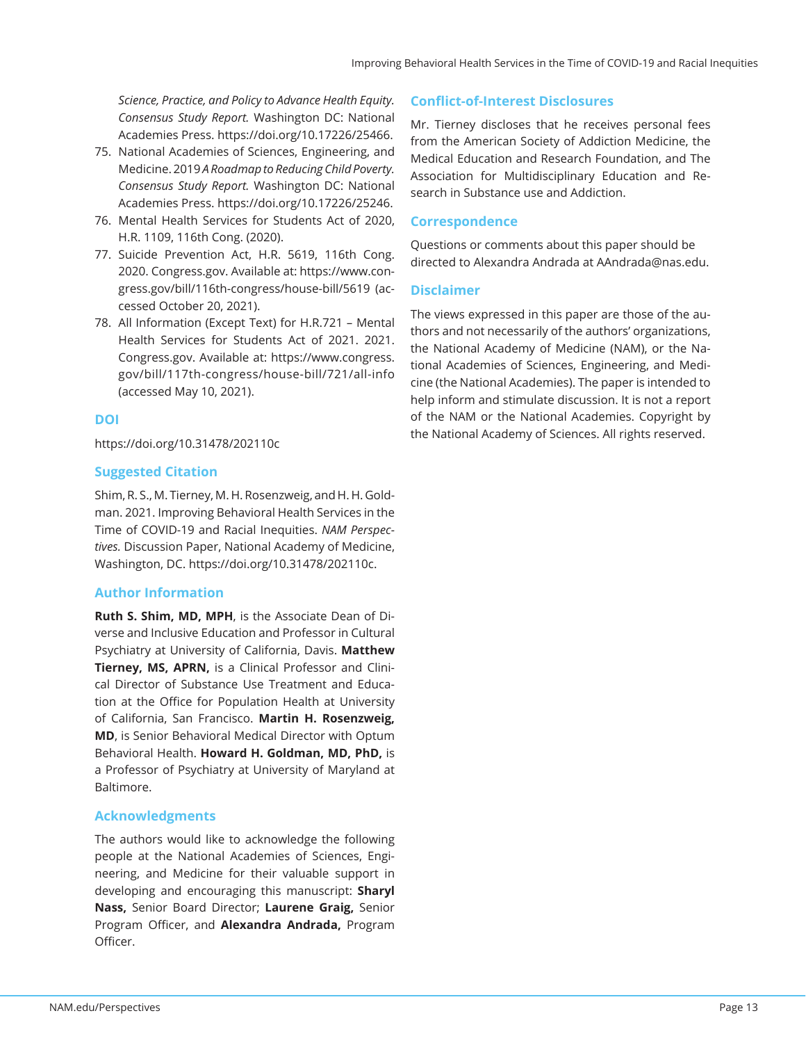*Science, Practice, and Policy to Advance Health Equity. Consensus Study Report.* Washington DC: National Academies Press. https://doi.org/10.17226/25466.

75. National Academies of Sciences, Engineering, and Medicine. 2019 *A Roadmap to Reducing Child Poverty. Consensus Study Report.* Washington DC: National Academies Press. https://doi.org/10.17226/25246.
76. Mental Health Services for Students Act of 2020, H.R. 1109, 116th Cong. (2020).
77. Suicide Prevention Act, H.R. 5619, 116th Cong. 2020. Congress.gov. Available at: https://www.congress.gov/bill/116th-congress/house-bill/5619 (accessed October 20, 2021).
78. All Information (Except Text) for H.R.721 – Mental Health Services for Students Act of 2021. 2021. Congress.gov. Available at: https://www.congress.gov/bill/117th-congress/house-bill/721/all-info (accessed May 10, 2021).

## DOI

https://doi.org/10.31478/202110c

## Suggested Citation

Shim, R. S., M. Tierney, M. H. Rosenzweig, and H. H. Goldman. 2021. Improving Behavioral Health Services in the Time of COVID-19 and Racial Inequities. *NAM Perspectives.* Discussion Paper, National Academy of Medicine, Washington, DC. https://doi.org/10.31478/202110c.

## Author Information

**Ruth S. Shim, MD, MPH**, is the Associate Dean of Diverse and Inclusive Education and Professor in Cultural Psychiatry at University of California, Davis. **Matthew Tierney, MS, APRN,** is a Clinical Professor and Clinical Director of Substance Use Treatment and Education at the Office for Population Health at University of California, San Francisco. **Martin H. Rosenzweig, MD**, is Senior Behavioral Medical Director with Optum Behavioral Health. **Howard H. Goldman, MD, PhD,** is a Professor of Psychiatry at University of Maryland at Baltimore.

## Acknowledgments

The authors would like to acknowledge the following people at the National Academies of Sciences, Engineering, and Medicine for their valuable support in developing and encouraging this manuscript: **Sharyl Nass,** Senior Board Director; **Laurene Graig,** Senior Program Officer, and **Alexandra Andrada,** Program Officer.

## Conflict-of-Interest Disclosures

Mr. Tierney discloses that he receives personal fees from the American Society of Addiction Medicine, the Medical Education and Research Foundation, and The Association for Multidisciplinary Education and Research in Substance use and Addiction.

## Correspondence

Questions or comments about this paper should be directed to Alexandra Andrada at AAndrada@nas.edu.

## Disclaimer

The views expressed in this paper are those of the authors and not necessarily of the authors' organizations, the National Academy of Medicine (NAM), or the National Academies of Sciences, Engineering, and Medicine (the National Academies). The paper is intended to help inform and stimulate discussion. It is not a report of the NAM or the National Academies. Copyright by the National Academy of Sciences. All rights reserved.